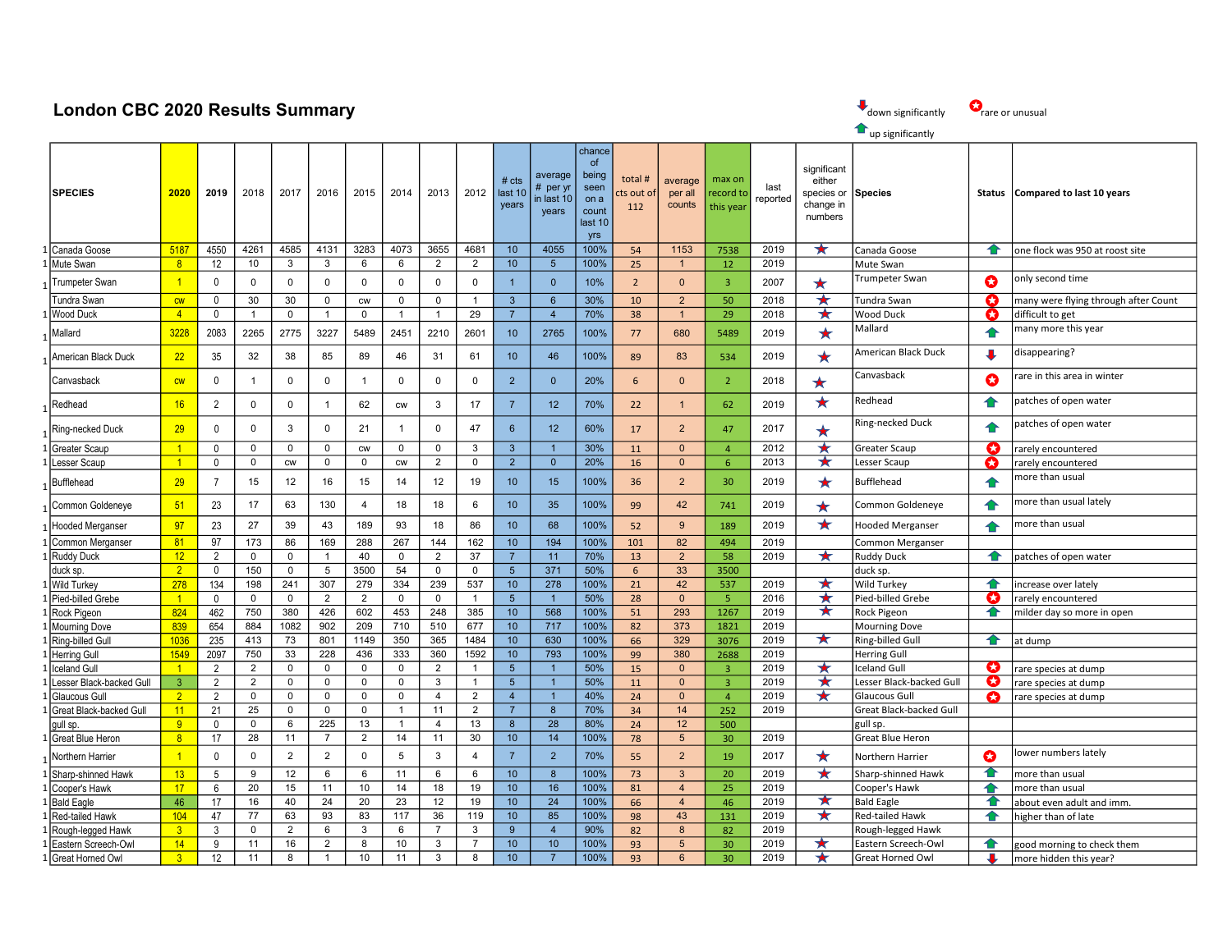# London CBC 2020 Results Summary

⬇ down significantly ⬆ up significantly ✪ rare or unusual

| | SPECIES | 2020 | 2019 | 2018 | 2017 | 2016 | 2015 | 2014 | 2013 | 2012 | # cts last 10 years | average # per yr in last 10 years | chance of being seen on a count last 10 yrs | total # cts out of 112 | average per all counts | max on record to this year | last reported | significant either species or change in numbers | Species | Status | Compared to last 10 years |
|---|---|---|---|---|---|---|---|---|---|---|---|---|---|---|---|---|---|---|---|---|---|
| 1 | Canada Goose | 5187 | 4550 | 4261 | 4585 | 4131 | 3283 | 4073 | 3655 | 4681 | 10 | 4055 | 100% | 54 | 1153 | 7538 | 2019 | ★ | Canada Goose | ⬆ | one flock was 950 at roost site |
| 1 | Mute Swan | 8 | 12 | 10 | 3 | 3 | 6 | 6 | 2 | 2 | 10 | 5 | 100% | 25 | 1 | 12 | 2019 | | Mute Swan | | |
| 1 | Trumpeter Swan | 1 | 0 | 0 | 0 | 0 | 0 | 0 | 0 | 0 | 1 | 0 | 10% | 2 | 0 | 3 | 2007 | ★ | Trumpeter Swan | ✪ | only second time |
| | Tundra Swan | cw | 0 | 30 | 30 | 0 | cw | 0 | 0 | 1 | 3 | 6 | 30% | 10 | 2 | 50 | 2018 | ★ | Tundra Swan | ✪ | many were flying through after Count |
| 1 | Wood Duck | 4 | 0 | 1 | 0 | 1 | 0 | 1 | 1 | 29 | 7 | 4 | 70% | 38 | 1 | 29 | 2018 | ★ | Wood Duck | ✪ | difficult to get |
| 1 | Mallard | 3228 | 2083 | 2265 | 2775 | 3227 | 5489 | 2451 | 2210 | 2601 | 10 | 2765 | 100% | 77 | 680 | 5489 | 2019 | ★ | Mallard | ⬆ | many more this year |
| 1 | American Black Duck | 22 | 35 | 32 | 38 | 85 | 89 | 46 | 31 | 61 | 10 | 46 | 100% | 89 | 83 | 534 | 2019 | ★ | American Black Duck | ⬇ | disappearing? |
| | Canvasback | cw | 0 | 1 | 0 | 0 | 1 | 0 | 0 | 0 | 2 | 0 | 20% | 6 | 0 | 2 | 2018 | ★ | Canvasback | ✪ | rare in this area in winter |
| 1 | Redhead | 16 | 2 | 0 | 0 | 1 | 62 | cw | 3 | 17 | 7 | 12 | 70% | 22 | 1 | 62 | 2019 | ★ | Redhead | ⬆ | patches of open water |
| 1 | Ring-necked Duck | 29 | 0 | 0 | 3 | 0 | 21 | 1 | 0 | 47 | 6 | 12 | 60% | 17 | 2 | 47 | 2017 | ★ | Ring-necked Duck | ⬆ | patches of open water |
| 1 | Greater Scaup | 1 | 0 | 0 | 0 | 0 | cw | 0 | 0 | 3 | 3 | 1 | 30% | 11 | 0 | 4 | 2012 | ★ | Greater Scaup | ✪ | rarely encountered |
| 1 | Lesser Scaup | 1 | 0 | 0 | cw | 0 | 0 | cw | 2 | 0 | 2 | 0 | 20% | 16 | 0 | 6 | 2013 | ★ | Lesser Scaup | ✪ | rarely encountered |
| 1 | Bufflehead | 29 | 7 | 15 | 12 | 16 | 15 | 14 | 12 | 19 | 10 | 15 | 100% | 36 | 2 | 30 | 2019 | ★ | Bufflehead | ⬆ | more than usual |
| 1 | Common Goldeneye | 51 | 23 | 17 | 63 | 130 | 4 | 18 | 18 | 6 | 10 | 35 | 100% | 99 | 42 | 741 | 2019 | ★ | Common Goldeneye | ⬆ | more than usual lately |
| 1 | Hooded Merganser | 97 | 23 | 27 | 39 | 43 | 189 | 93 | 18 | 86 | 10 | 68 | 100% | 52 | 9 | 189 | 2019 | ★ | Hooded Merganser | ⬆ | more than usual |
| 1 | Common Merganser | 81 | 97 | 173 | 86 | 169 | 288 | 267 | 144 | 162 | 10 | 194 | 100% | 101 | 82 | 494 | 2019 | | Common Merganser | | |
| 1 | Ruddy Duck | 12 | 2 | 0 | 0 | 1 | 40 | 0 | 2 | 37 | 7 | 11 | 70% | 13 | 2 | 58 | 2019 | ★ | Ruddy Duck | ⬆ | patches of open water |
| | duck sp. | 2 | 0 | 150 | 0 | 5 | 3500 | 54 | 0 | 0 | 5 | 371 | 50% | 6 | 33 | 3500 | | | duck sp. | | |
| 1 | Wild Turkey | 278 | 134 | 198 | 241 | 307 | 279 | 334 | 239 | 537 | 10 | 278 | 100% | 21 | 42 | 537 | 2019 | ★ | Wild Turkey | ⬆ | increase over lately |
| 1 | Pied-billed Grebe | 1 | 0 | 0 | 0 | 2 | 2 | 0 | 0 | 1 | 5 | 1 | 50% | 28 | 0 | 5 | 2016 | ★ | Pied-billed Grebe | ✪ | rarely encountered |
| 1 | Rock Pigeon | 824 | 462 | 750 | 380 | 426 | 602 | 453 | 248 | 385 | 10 | 568 | 100% | 51 | 293 | 1267 | 2019 | ★ | Rock Pigeon | ⬆ | milder day so more in open |
| 1 | Mourning Dove | 839 | 654 | 884 | 1082 | 902 | 209 | 710 | 510 | 677 | 10 | 717 | 100% | 82 | 373 | 1821 | 2019 | | Mourning Dove | | |
| 1 | Ring-billed Gull | 1036 | 235 | 413 | 73 | 801 | 1149 | 350 | 365 | 1484 | 10 | 630 | 100% | 66 | 329 | 3076 | 2019 | ★ | Ring-billed Gull | ⬆ | at dump |
| 1 | Herring Gull | 1549 | 2097 | 750 | 33 | 228 | 436 | 333 | 360 | 1592 | 10 | 793 | 100% | 99 | 380 | 2688 | 2019 | | Herring Gull | | |
| 1 | Iceland Gull | 1 | 2 | 2 | 0 | 0 | 0 | 0 | 2 | 1 | 5 | 1 | 50% | 15 | 0 | 3 | 2019 | ★ | Iceland Gull | ✪ | rare species at dump |
| 1 | Lesser Black-backed Gull | 3 | 2 | 2 | 0 | 0 | 0 | 0 | 3 | 1 | 5 | 1 | 50% | 11 | 0 | 3 | 2019 | ★ | Lesser Black-backed Gull | ✪ | rare species at dump |
| 1 | Glaucous Gull | 2 | 2 | 0 | 0 | 0 | 0 | 0 | 4 | 2 | 4 | 1 | 40% | 24 | 0 | 4 | 2019 | ★ | Glaucous Gull | ✪ | rare species at dump |
| 1 | Great Black-backed Gull | 11 | 21 | 25 | 0 | 0 | 0 | 1 | 11 | 2 | 7 | 8 | 70% | 34 | 14 | 252 | 2019 | | Great Black-backed Gull | | |
| | gull sp. | 9 | 0 | 0 | 6 | 225 | 13 | 1 | 4 | 13 | 8 | 28 | 80% | 24 | 12 | 500 | | | gull sp. | | |
| 1 | Great Blue Heron | 8 | 17 | 28 | 11 | 7 | 2 | 14 | 11 | 30 | 10 | 14 | 100% | 78 | 5 | 30 | 2019 | | Great Blue Heron | | |
| 1 | Northern Harrier | 1 | 0 | 0 | 2 | 2 | 0 | 5 | 3 | 4 | 7 | 2 | 70% | 55 | 2 | 19 | 2017 | ★ | Northern Harrier | ✪ | lower numbers lately |
| 1 | Sharp-shinned Hawk | 13 | 5 | 9 | 12 | 6 | 6 | 11 | 6 | 6 | 10 | 8 | 100% | 73 | 3 | 20 | 2019 | ★ | Sharp-shinned Hawk | ⬆ | more than usual |
| 1 | Cooper's Hawk | 17 | 6 | 20 | 15 | 11 | 10 | 14 | 18 | 19 | 10 | 16 | 100% | 81 | 4 | 25 | 2019 | | Cooper's Hawk | ⬆ | more than usual |
| 1 | Bald Eagle | 46 | 17 | 16 | 40 | 24 | 20 | 23 | 12 | 19 | 10 | 24 | 100% | 66 | 4 | 46 | 2019 | ★ | Bald Eagle | ⬆ | about even adult and imm. |
| 1 | Red-tailed Hawk | 104 | 47 | 77 | 63 | 93 | 83 | 117 | 36 | 119 | 10 | 85 | 100% | 98 | 43 | 131 | 2019 | ★ | Red-tailed Hawk | ⬆ | higher than of late |
| 1 | Rough-legged Hawk | 3 | 3 | 0 | 2 | 6 | 3 | 6 | 7 | 3 | 9 | 4 | 90% | 82 | 8 | 82 | 2019 | | Rough-legged Hawk | | |
| 1 | Eastern Screech-Owl | 14 | 9 | 11 | 16 | 2 | 8 | 10 | 3 | 7 | 10 | 10 | 100% | 93 | 5 | 30 | 2019 | ★ | Eastern Screech-Owl | ⬆ | good morning to check them |
| 1 | Great Horned Owl | 3 | 12 | 11 | 8 | 1 | 10 | 11 | 3 | 8 | 10 | 7 | 100% | 93 | 6 | 30 | 2019 | ★ | Great Horned Owl | ⬇ | more hidden this year? |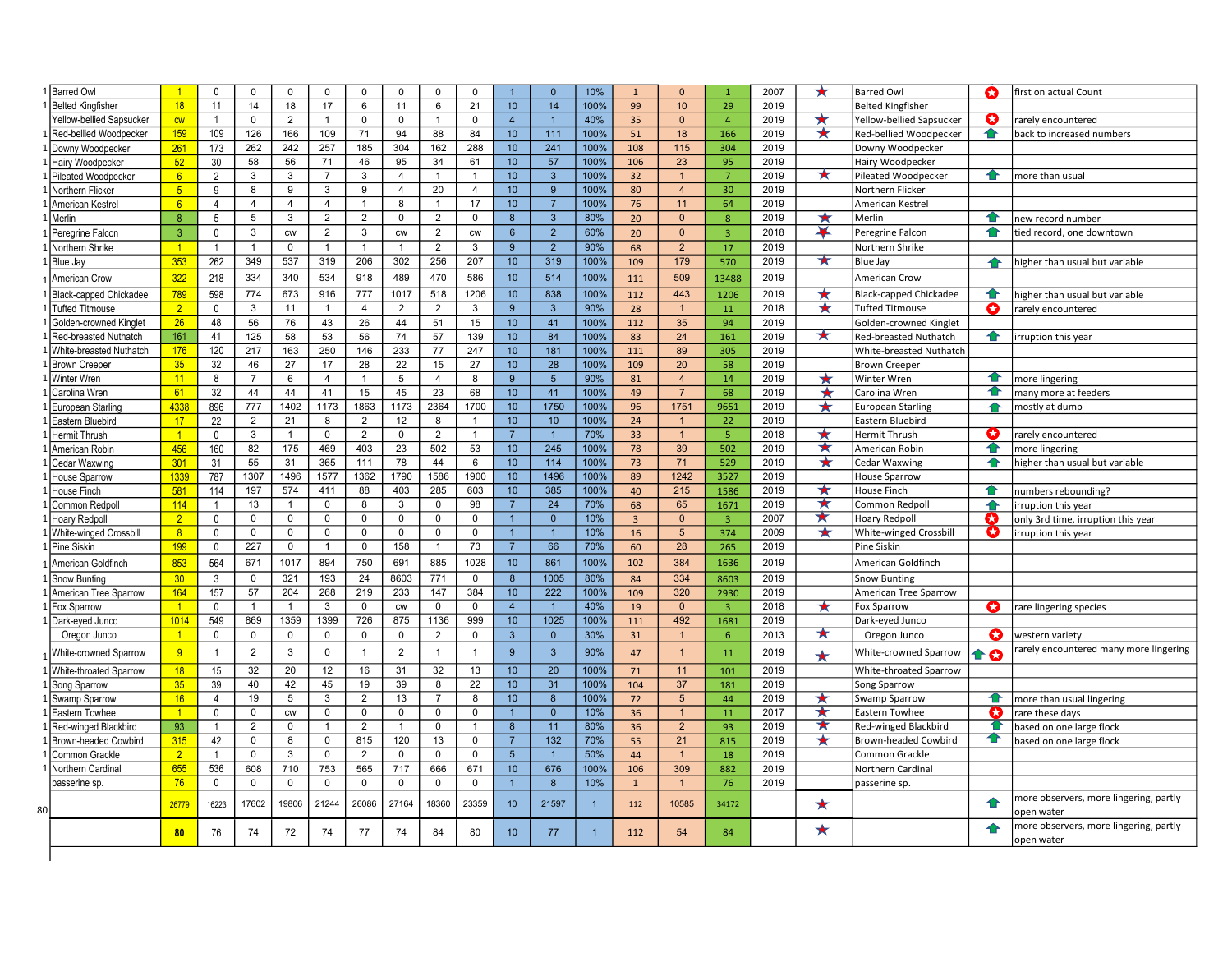| | Species | | | | | | | | | | | | | | | | | | | | | |
|---|---|---|---|---|---|---|---|---|---|---|---|---|---|---|---|---|---|---|---|---|---|---|
| 1 | Barred Owl | 1 | 0 | 0 | 0 | 0 | 0 | 0 | 0 | 0 | 1 | 0 | 10% | 1 | 0 | 1 | 2007 | ★ | Barred Owl | ✪ | first on actual Count |
| 1 | Belted Kingfisher | 18 | 11 | 14 | 18 | 17 | 6 | 11 | 6 | 21 | 10 | 14 | 100% | 99 | 10 | 29 | 2019 | | Belted Kingfisher | | |
| | Yellow-bellied Sapsucker | cw | 1 | 0 | 2 | 1 | 0 | 0 | 1 | 0 | 4 | 1 | 40% | 35 | 0 | 4 | 2019 | ★ | Yellow-bellied Sapsucker | ✪ | rarely encountered |
| 1 | Red-bellied Woodpecker | 159 | 109 | 126 | 166 | 109 | 71 | 94 | 88 | 84 | 10 | 111 | 100% | 51 | 18 | 166 | 2019 | ★ | Red-bellied Woodpecker | ⬆ | back to increased numbers |
| 1 | Downy Woodpecker | 261 | 173 | 262 | 242 | 257 | 185 | 304 | 162 | 288 | 10 | 241 | 100% | 108 | 115 | 304 | 2019 | | Downy Woodpecker | | |
| 1 | Hairy Woodpecker | 52 | 30 | 58 | 56 | 71 | 46 | 95 | 34 | 61 | 10 | 57 | 100% | 106 | 23 | 95 | 2019 | | Hairy Woodpecker | | |
| 1 | Pileated Woodpecker | 6 | 2 | 3 | 3 | 7 | 3 | 4 | 1 | 1 | 10 | 3 | 100% | 32 | 1 | 7 | 2019 | ★ | Pileated Woodpecker | ⬆ | more than usual |
| 1 | Northern Flicker | 5 | 9 | 8 | 9 | 3 | 9 | 4 | 20 | 4 | 10 | 9 | 100% | 80 | 4 | 30 | 2019 | | Northern Flicker | | |
| 1 | American Kestrel | 6 | 4 | 4 | 4 | 4 | 1 | 8 | 1 | 17 | 10 | 7 | 100% | 76 | 11 | 64 | 2019 | | American Kestrel | | |
| 1 | Merlin | 8 | 5 | 5 | 3 | 2 | 2 | 0 | 2 | 0 | 8 | 3 | 80% | 20 | 0 | 8 | 2019 | ★ | Merlin | ⬆ | new record number |
| 1 | Peregrine Falcon | 3 | 0 | 3 | cw | 2 | 3 | cw | 2 | cw | 6 | 2 | 60% | 20 | 0 | 3 | 2018 | ★ | Peregrine Falcon | ⬆ | tied record, one downtown |
| 1 | Northern Shrike | 1 | 1 | 1 | 0 | 1 | 1 | 1 | 2 | 3 | 9 | 2 | 90% | 68 | 2 | 17 | 2019 | | Northern Shrike | | |
| 1 | Blue Jay | 353 | 262 | 349 | 537 | 319 | 206 | 302 | 256 | 207 | 10 | 319 | 100% | 109 | 179 | 570 | 2019 | ★ | Blue Jay | ⬆ | higher than usual but variable |
| 1 | American Crow | 322 | 218 | 334 | 340 | 534 | 918 | 489 | 470 | 586 | 10 | 514 | 100% | 111 | 509 | 13488 | 2019 | | American Crow | | |
| 1 | Black-capped Chickadee | 789 | 598 | 774 | 673 | 916 | 777 | 1017 | 518 | 1206 | 10 | 838 | 100% | 112 | 443 | 1206 | 2019 | ★ | Black-capped Chickadee | ⬆ | higher than usual but variable |
| 1 | Tufted Titmouse | 2 | 0 | 3 | 11 | 1 | 4 | 2 | 2 | 3 | 9 | 3 | 90% | 28 | 1 | 11 | 2018 | ★ | Tufted Titmouse | ✪ | rarely encountered |
| 1 | Golden-crowned Kinglet | 26 | 48 | 56 | 76 | 43 | 26 | 44 | 51 | 15 | 10 | 41 | 100% | 112 | 35 | 94 | 2019 | | Golden-crowned Kinglet | | |
| 1 | Red-breasted Nuthatch | 161 | 41 | 125 | 58 | 53 | 56 | 74 | 57 | 139 | 10 | 84 | 100% | 83 | 24 | 161 | 2019 | ★ | Red-breasted Nuthatch | ⬆ | irruption this year |
| 1 | White-breasted Nuthatch | 176 | 120 | 217 | 163 | 250 | 146 | 233 | 77 | 247 | 10 | 181 | 100% | 111 | 89 | 305 | 2019 | | White-breasted Nuthatch | | |
| 1 | Brown Creeper | 35 | 32 | 46 | 27 | 17 | 28 | 22 | 15 | 27 | 10 | 28 | 100% | 109 | 20 | 58 | 2019 | | Brown Creeper | | |
| 1 | Winter Wren | 11 | 8 | 7 | 6 | 4 | 1 | 5 | 4 | 8 | 9 | 5 | 90% | 81 | 4 | 14 | 2019 | ★ | Winter Wren | ⬆ | more lingering |
| 1 | Carolina Wren | 61 | 32 | 44 | 44 | 41 | 15 | 45 | 23 | 68 | 10 | 41 | 100% | 49 | 7 | 68 | 2019 | ★ | Carolina Wren | ⬆ | many more at feeders |
| 1 | European Starling | 4338 | 896 | 777 | 1402 | 1173 | 1863 | 1173 | 2364 | 1700 | 10 | 1750 | 100% | 96 | 1751 | 9651 | 2019 | ★ | European Starling | ⬆ | mostly at dump |
| 1 | Eastern Bluebird | 17 | 22 | 2 | 21 | 8 | 2 | 12 | 8 | 1 | 10 | 10 | 100% | 24 | 1 | 22 | 2019 | | Eastern Bluebird | | |
| 1 | Hermit Thrush | 1 | 0 | 3 | 1 | 0 | 2 | 0 | 2 | 1 | 7 | 1 | 70% | 33 | 1 | 5 | 2018 | ★ | Hermit Thrush | ✪ | rarely encountered |
| 1 | American Robin | 456 | 160 | 82 | 175 | 469 | 403 | 23 | 502 | 53 | 10 | 245 | 100% | 78 | 39 | 502 | 2019 | ★ | American Robin | ⬆ | more lingering |
| 1 | Cedar Waxwing | 301 | 31 | 55 | 31 | 365 | 111 | 78 | 44 | 6 | 10 | 114 | 100% | 73 | 71 | 529 | 2019 | ★ | Cedar Waxwing | ⬆ | higher than usual but variable |
| 1 | House Sparrow | 1339 | 787 | 1307 | 1496 | 1577 | 1362 | 1790 | 1586 | 1900 | 10 | 1496 | 100% | 89 | 1242 | 3527 | 2019 | | House Sparrow | | |
| 1 | House Finch | 581 | 114 | 197 | 574 | 411 | 88 | 403 | 285 | 603 | 10 | 385 | 100% | 40 | 215 | 1586 | 2019 | ★ | House Finch | ⬆ | numbers rebounding? |
| 1 | Common Redpoll | 114 | 1 | 13 | 1 | 0 | 8 | 3 | 0 | 98 | 7 | 24 | 70% | 68 | 65 | 1671 | 2019 | ★ | Common Redpoll | ⬆ | irruption this year |
| 1 | Hoary Redpoll | 2 | 0 | 0 | 0 | 0 | 0 | 0 | 0 | 0 | 1 | 0 | 10% | 3 | 0 | 3 | 2007 | ★ | Hoary Redpoll | ✪ | only 3rd time, irruption this year |
| 1 | White-winged Crossbill | 8 | 0 | 0 | 0 | 0 | 0 | 0 | 0 | 0 | 1 | 1 | 10% | 16 | 5 | 374 | 2009 | ★ | White-winged Crossbill | ✪ | irruption this year |
| 1 | Pine Siskin | 199 | 0 | 227 | 0 | 1 | 0 | 158 | 1 | 73 | 7 | 66 | 70% | 60 | 28 | 265 | 2019 | | Pine Siskin | | |
| 1 | American Goldfinch | 853 | 564 | 671 | 1017 | 894 | 750 | 691 | 885 | 1028 | 10 | 861 | 100% | 102 | 384 | 1636 | 2019 | | American Goldfinch | | |
| 1 | Snow Bunting | 30 | 3 | 0 | 321 | 193 | 24 | 8603 | 771 | 0 | 8 | 1005 | 80% | 84 | 334 | 8603 | 2019 | | Snow Bunting | | |
| 1 | American Tree Sparrow | 164 | 157 | 57 | 204 | 268 | 219 | 233 | 147 | 384 | 10 | 222 | 100% | 109 | 320 | 2930 | 2019 | | American Tree Sparrow | | |
| 1 | Fox Sparrow | 1 | 0 | 1 | 1 | 3 | 0 | cw | 0 | 0 | 4 | 1 | 40% | 19 | 0 | 3 | 2018 | ★ | Fox Sparrow | ✪ | rare lingering species |
| 1 | Dark-eyed Junco | 1014 | 549 | 869 | 1359 | 1399 | 726 | 875 | 1136 | 999 | 10 | 1025 | 100% | 111 | 492 | 1681 | 2019 | | Dark-eyed Junco | | |
| | Oregon Junco | 1 | 0 | 0 | 0 | 0 | 0 | 0 | 2 | 0 | 3 | 0 | 30% | 31 | 1 | 6 | 2013 | ★ | Oregon Junco | ✪ | western variety |
| 1 | White-crowned Sparrow | 9 | 1 | 2 | 3 | 0 | 1 | 2 | 1 | 1 | 9 | 3 | 90% | 47 | 1 | 11 | 2019 | ★ | White-crowned Sparrow | ⬆ ✪ | rarely encountered many more lingering |
| 1 | White-throated Sparrow | 18 | 15 | 32 | 20 | 24 | 16 | 31 | 32 | 13 | 10 | 20 | 100% | 71 | 11 | 101 | 2019 | | White-throated Sparrow | | |
| 1 | Song Sparrow | 35 | 39 | 40 | 42 | 45 | 19 | 39 | 8 | 22 | 10 | 31 | 100% | 104 | 37 | 181 | 2019 | | Song Sparrow | | |
| 1 | Swamp Sparrow | 16 | 4 | 19 | 5 | 3 | 2 | 13 | 7 | 8 | 10 | 8 | 100% | 72 | 5 | 44 | 2019 | ★ | Swamp Sparrow | ⬆ | more than usual lingering |
| 1 | Eastern Towhee | 1 | 0 | 0 | cw | 0 | 0 | 0 | 0 | 0 | 1 | 0 | 10% | 36 | 1 | 11 | 2017 | ★ | Eastern Towhee | ✪ | rare these days |
| 1 | Red-winged Blackbird | 93 | 1 | 2 | 0 | 1 | 2 | 1 | 0 | 1 | 8 | 11 | 80% | 36 | 2 | 93 | 2019 | ★ | Red-winged Blackbird | ⬆ | based on one large flock |
| 1 | Brown-headed Cowbird | 315 | 42 | 0 | 8 | 0 | 815 | 120 | 13 | 0 | 7 | 132 | 70% | 55 | 21 | 815 | 2019 | ★ | Brown-headed Cowbird | ⬆ | based on one large flock |
| 1 | Common Grackle | 2 | 1 | 0 | 3 | 0 | 2 | 0 | 0 | 0 | 5 | 1 | 50% | 44 | 1 | 18 | 2019 | | Common Grackle | | |
| 1 | Northern Cardinal | 655 | 536 | 608 | 710 | 753 | 565 | 717 | 666 | 671 | 10 | 676 | 100% | 106 | 309 | 882 | 2019 | | Northern Cardinal | | |
| | passerine sp. | 76 | 0 | 0 | 0 | 0 | 0 | 0 | 0 | 0 | 1 | 8 | 10% | 1 | 1 | 76 | 2019 | | passerine sp. | | |
| 80 | | 26779 | 16223 | 17602 | 19806 | 21244 | 26086 | 27164 | 18360 | 23359 | 10 | 21597 | 1 | 112 | 10585 | 34172 | | ★ | | ⬆ | more observers, more lingering, partly open water |
| | | 80 | 76 | 74 | 72 | 74 | 77 | 74 | 84 | 80 | 10 | 77 | 1 | 112 | 54 | 84 | | ★ | | ⬆ | more observers, more lingering, partly open water |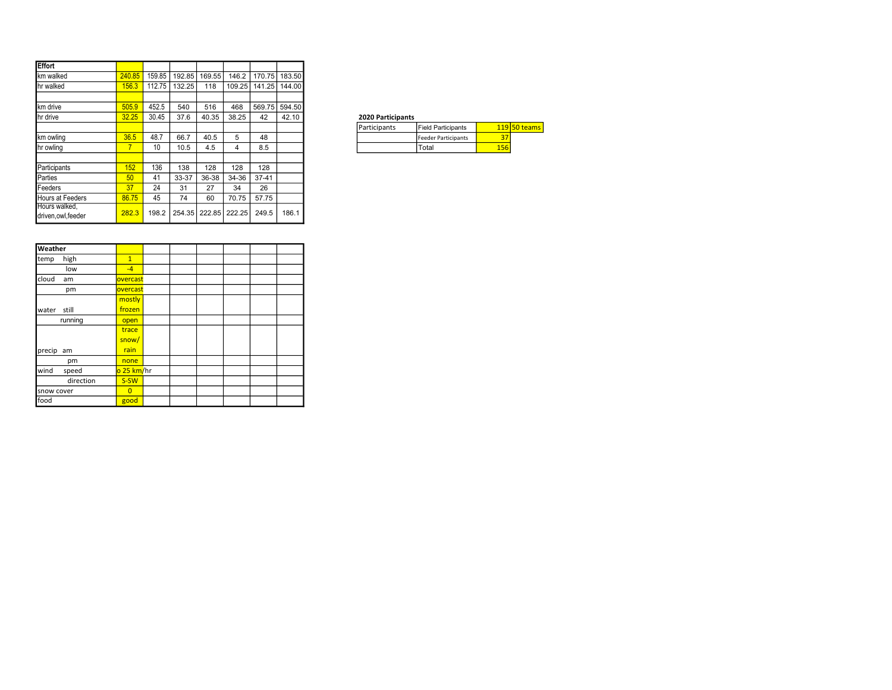| Effort | | | | | | | |
|---|---|---|---|---|---|---|---|
| km walked | 240.85 | 159.85 | 192.85 | 169.55 | 146.2 | 170.75 | 183.50 |
| hr walked | 156.3 | 112.75 | 132.25 | 118 | 109.25 | 141.25 | 144.00 |
| | | | | | | | |
| km drive | 505.9 | 452.5 | 540 | 516 | 468 | 569.75 | 594.50 |
| hr drive | 32.25 | 30.45 | 37.6 | 40.35 | 38.25 | 42 | 42.10 |
| | | | | | | | |
| km owling | 36.5 | 48.7 | 66.7 | 40.5 | 5 | 48 | |
| hr owling | 7 | 10 | 10.5 | 4.5 | 4 | 8.5 | |
| | | | | | | | |
| Participants | 152 | 136 | 138 | 128 | 128 | 128 | |
| Parties | 50 | 41 | 33-37 | 36-38 | 34-36 | 37-41 | |
| Feeders | 37 | 24 | 31 | 27 | 34 | 26 | |
| Hours at Feeders | 86.75 | 45 | 74 | 60 | 70.75 | 57.75 | |
| Hours walked, driven,owl,feeder | 282.3 | 198.2 | 254.35 | 222.85 | 222.25 | 249.5 | 186.1 |

**2020 Participants**

| | | | |
|---|---|---|---|
| Participants | Field Participants | 119 | 50 teams |
| | Feeder Participants | 37 | |
| | Total | 156 | |

| Weather | | | | | | | | |
|---|---|---|---|---|---|---|---|---|
| temp | high | 1 | | | | | | |
| | low | -4 | | | | | | |
| cloud | am | overcast | | | | | | |
| | pm | overcast | | | | | | |
| water | still | mostly frozen | | | | | | |
| | running | open | | | | | | |
| precip | am | trace snow/ rain | | | | | | |
| | pm | none | | | | | | |
| wind | speed | o 25 km/hr | | | | | | |
| | direction | S-SW | | | | | | |
| snow cover | | 0 | | | | | | |
| food | | good | | | | | | |